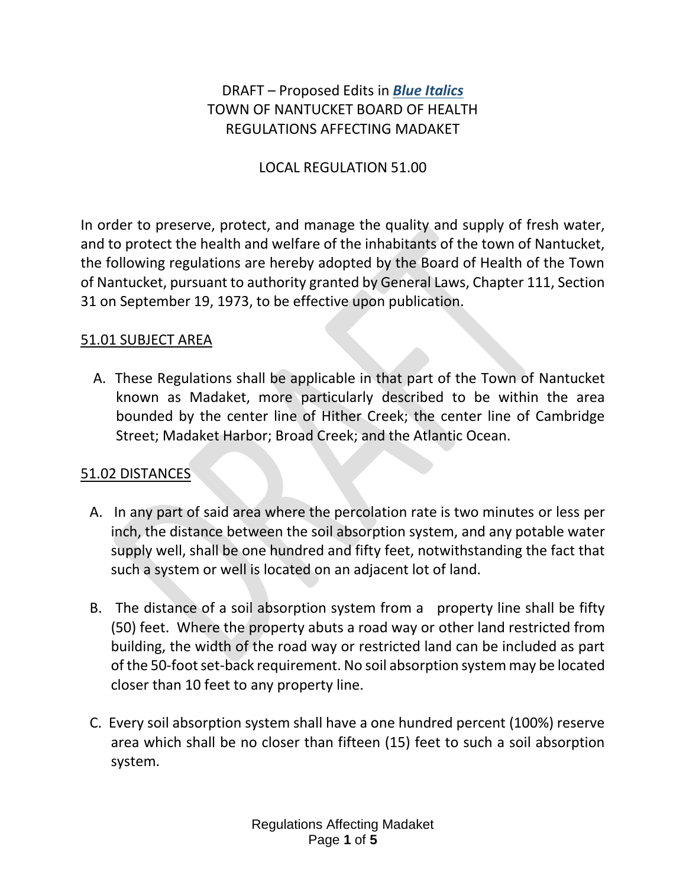DRAFT – Proposed Edits in ***Blue Italics***

TOWN OF NANTUCKET BOARD OF HEALTH

REGULATIONS AFFECTING MADAKET

LOCAL REGULATION 51.00

In order to preserve, protect, and manage the quality and supply of fresh water, and to protect the health and welfare of the inhabitants of the town of Nantucket, the following regulations are hereby adopted by the Board of Health of the Town of Nantucket, pursuant to authority granted by General Laws, Chapter 111, Section 31 on September 19, 1973, to be effective upon publication.

## 51.01 SUBJECT AREA

A. These Regulations shall be applicable in that part of the Town of Nantucket known as Madaket, more particularly described to be within the area bounded by the center line of Hither Creek; the center line of Cambridge Street; Madaket Harbor; Broad Creek; and the Atlantic Ocean.

## 51.02 DISTANCES

A. In any part of said area where the percolation rate is two minutes or less per inch, the distance between the soil absorption system, and any potable water supply well, shall be one hundred and fifty feet, notwithstanding the fact that such a system or well is located on an adjacent lot of land.

B. The distance of a soil absorption system from a property line shall be fifty (50) feet. Where the property abuts a road way or other land restricted from building, the width of the road way or restricted land can be included as part of the 50-foot set-back requirement. No soil absorption system may be located closer than 10 feet to any property line.

C. Every soil absorption system shall have a one hundred percent (100%) reserve area which shall be no closer than fifteen (15) feet to such a soil absorption system.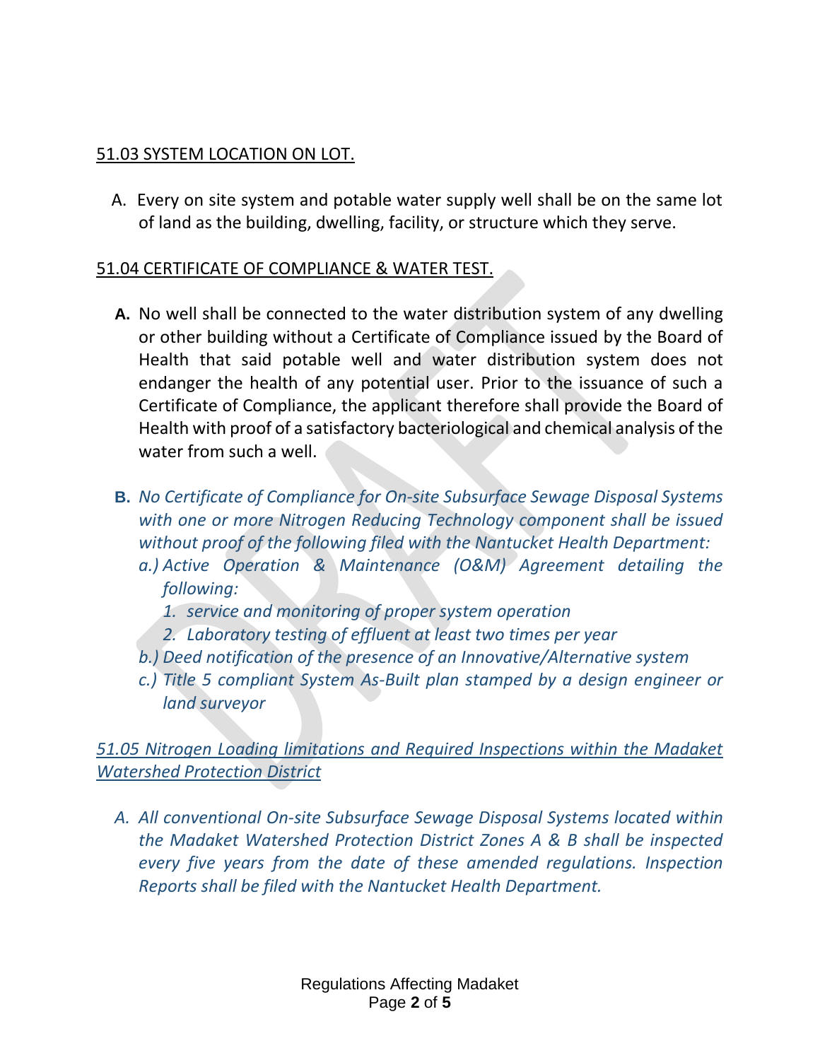## 51.03 SYSTEM LOCATION ON LOT.

A. Every on site system and potable water supply well shall be on the same lot of land as the building, dwelling, facility, or structure which they serve.

## 51.04 CERTIFICATE OF COMPLIANCE & WATER TEST.

**A.** No well shall be connected to the water distribution system of any dwelling or other building without a Certificate of Compliance issued by the Board of Health that said potable well and water distribution system does not endanger the health of any potential user. Prior to the issuance of such a Certificate of Compliance, the applicant therefore shall provide the Board of Health with proof of a satisfactory bacteriological and chemical analysis of the water from such a well.

**B.** *No Certificate of Compliance for On-site Subsurface Sewage Disposal Systems with one or more Nitrogen Reducing Technology component shall be issued without proof of the following filed with the Nantucket Health Department:*

*a.) Active Operation & Maintenance (O&M) Agreement detailing the following:*

1. *service and monitoring of proper system operation*
2. *Laboratory testing of effluent at least two times per year*

*b.) Deed notification of the presence of an Innovative/Alternative system*

*c.) Title 5 compliant System As-Built plan stamped by a design engineer or land surveyor*

## *51.05 Nitrogen Loading limitations and Required Inspections within the Madaket Watershed Protection District*

*A. All conventional On-site Subsurface Sewage Disposal Systems located within the Madaket Watershed Protection District Zones A & B shall be inspected every five years from the date of these amended regulations. Inspection Reports shall be filed with the Nantucket Health Department.*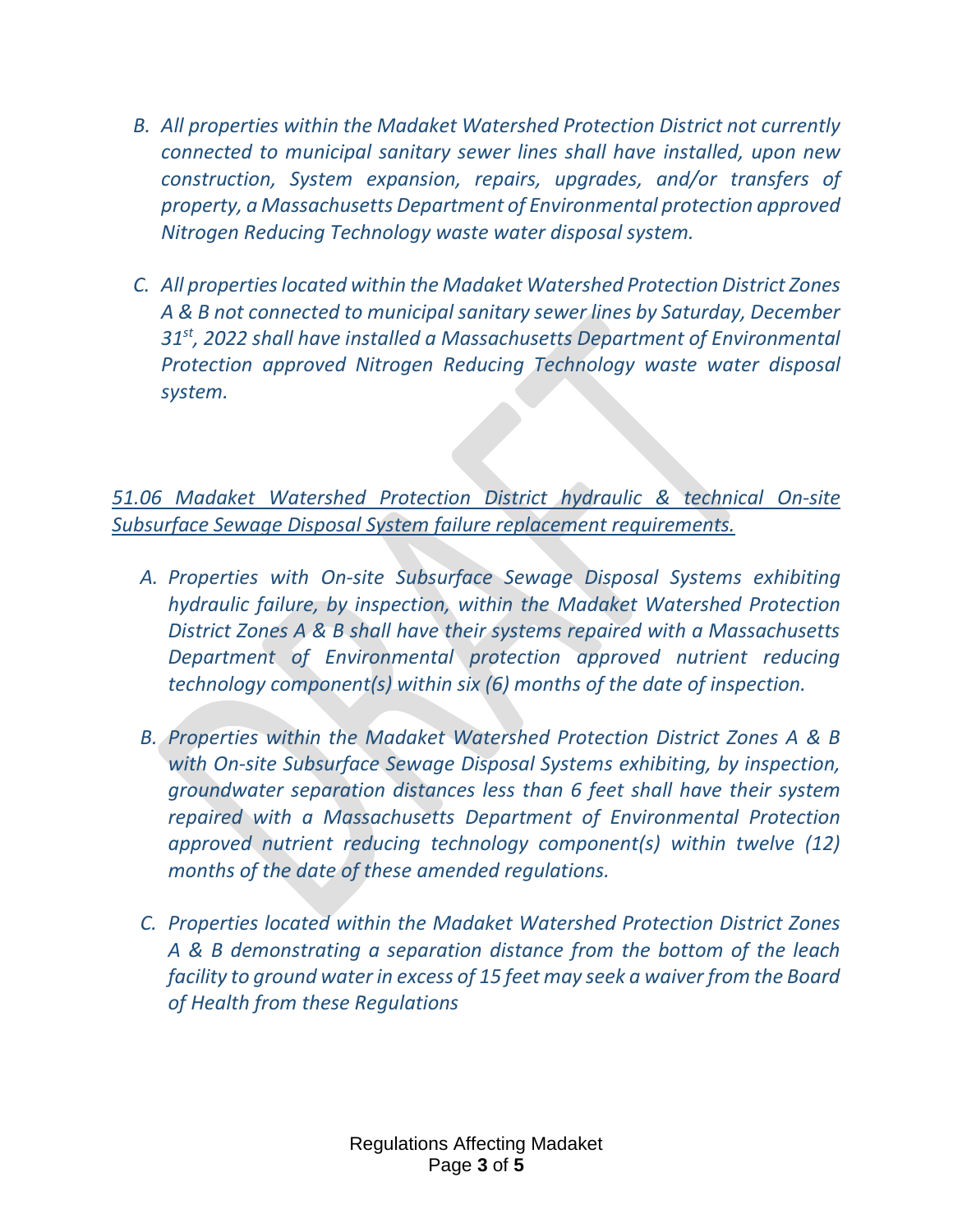*B. All properties within the Madaket Watershed Protection District not currently connected to municipal sanitary sewer lines shall have installed, upon new construction, System expansion, repairs, upgrades, and/or transfers of property, a Massachusetts Department of Environmental protection approved Nitrogen Reducing Technology waste water disposal system.*

*C. All properties located within the Madaket Watershed Protection District Zones A & B not connected to municipal sanitary sewer lines by Saturday, December 31st, 2022 shall have installed a Massachusetts Department of Environmental Protection approved Nitrogen Reducing Technology waste water disposal system.*

*51.06 Madaket Watershed Protection District hydraulic & technical On-site Subsurface Sewage Disposal System failure replacement requirements.*

*A. Properties with On-site Subsurface Sewage Disposal Systems exhibiting hydraulic failure, by inspection, within the Madaket Watershed Protection District Zones A & B shall have their systems repaired with a Massachusetts Department of Environmental protection approved nutrient reducing technology component(s) within six (6) months of the date of inspection.*

*B. Properties within the Madaket Watershed Protection District Zones A & B with On-site Subsurface Sewage Disposal Systems exhibiting, by inspection, groundwater separation distances less than 6 feet shall have their system repaired with a Massachusetts Department of Environmental Protection approved nutrient reducing technology component(s) within twelve (12) months of the date of these amended regulations.*

*C. Properties located within the Madaket Watershed Protection District Zones A & B demonstrating a separation distance from the bottom of the leach facility to ground water in excess of 15 feet may seek a waiver from the Board of Health from these Regulations*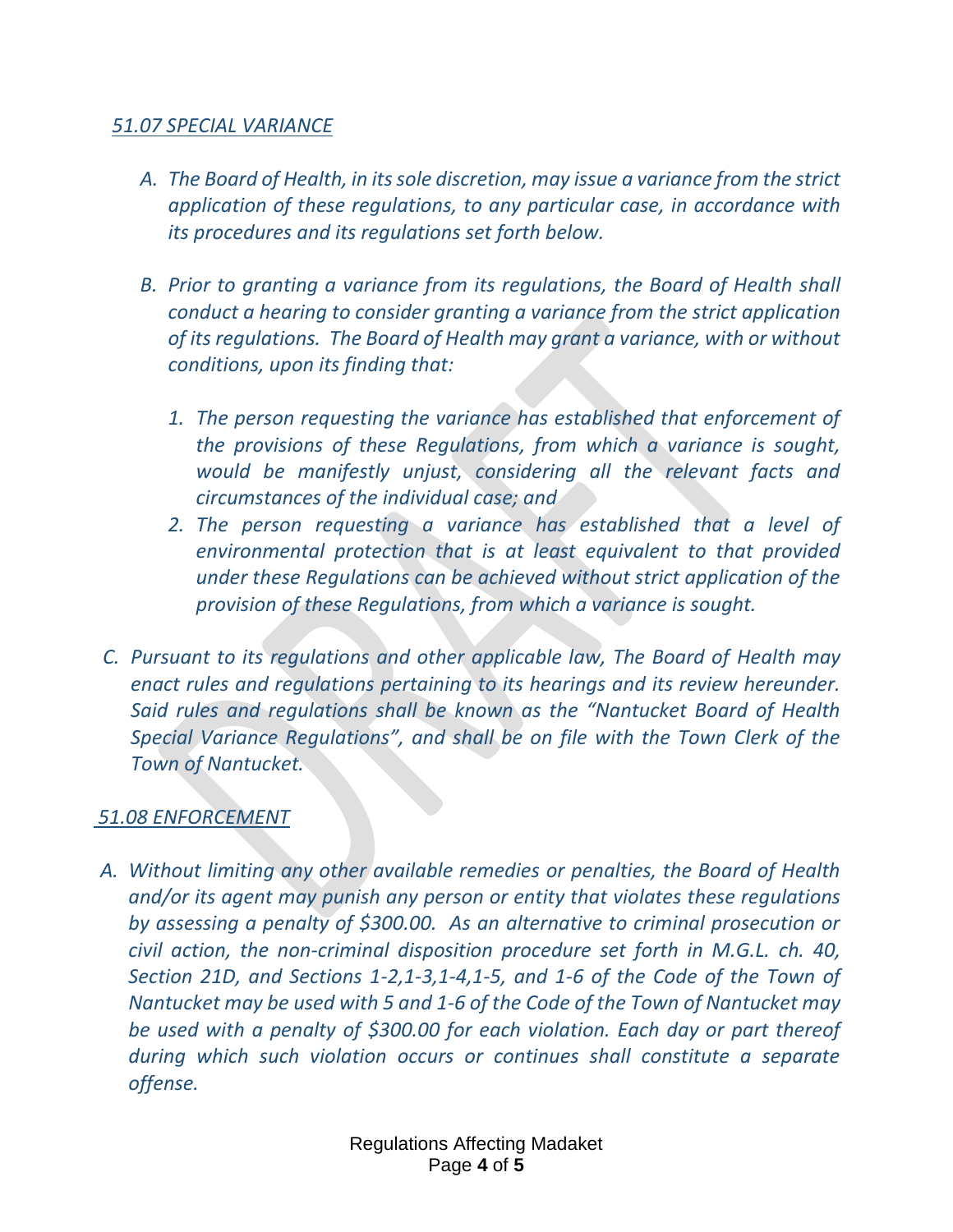*51.07 SPECIAL VARIANCE*

A. *The Board of Health, in its sole discretion, may issue a variance from the strict application of these regulations, to any particular case, in accordance with its procedures and its regulations set forth below.*

B. *Prior to granting a variance from its regulations, the Board of Health shall conduct a hearing to consider granting a variance from the strict application of its regulations. The Board of Health may grant a variance, with or without conditions, upon its finding that:*

   1. *The person requesting the variance has established that enforcement of the provisions of these Regulations, from which a variance is sought, would be manifestly unjust, considering all the relevant facts and circumstances of the individual case; and*
   2. *The person requesting a variance has established that a level of environmental protection that is at least equivalent to that provided under these Regulations can be achieved without strict application of the provision of these Regulations, from which a variance is sought.*

C. *Pursuant to its regulations and other applicable law, The Board of Health may enact rules and regulations pertaining to its hearings and its review hereunder. Said rules and regulations shall be known as the "Nantucket Board of Health Special Variance Regulations", and shall be on file with the Town Clerk of the Town of Nantucket.*

*51.08 ENFORCEMENT*

A. *Without limiting any other available remedies or penalties, the Board of Health and/or its agent may punish any person or entity that violates these regulations by assessing a penalty of $300.00. As an alternative to criminal prosecution or civil action, the non-criminal disposition procedure set forth in M.G.L. ch. 40, Section 21D, and Sections 1-2,1-3,1-4,1-5, and 1-6 of the Code of the Town of Nantucket may be used with 5 and 1-6 of the Code of the Town of Nantucket may be used with a penalty of $300.00 for each violation. Each day or part thereof during which such violation occurs or continues shall constitute a separate offense.*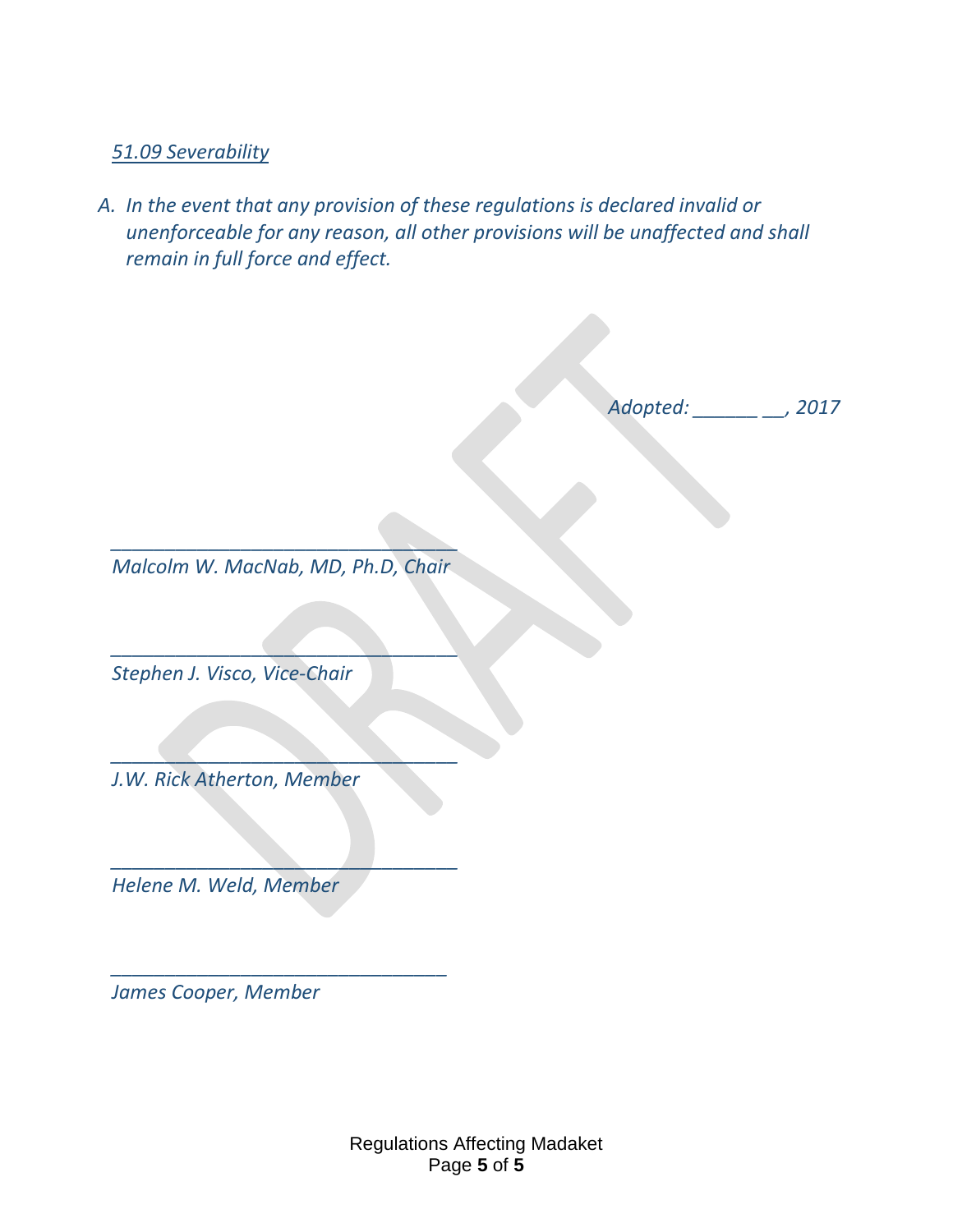*51.09 Severability*

A. *In the event that any provision of these regulations is declared invalid or unenforceable for any reason, all other provisions will be unaffected and shall remain in full force and effect.*

*Adopted: ______ __, 2017*

_________________________________
*Malcolm W. MacNab, MD, Ph.D, Chair*

_________________________________
*Stephen J. Visco, Vice-Chair*

_________________________________
*J.W. Rick Atherton, Member*

_________________________________
*Helene M. Weld, Member*

_________________________________
*James Cooper, Member*